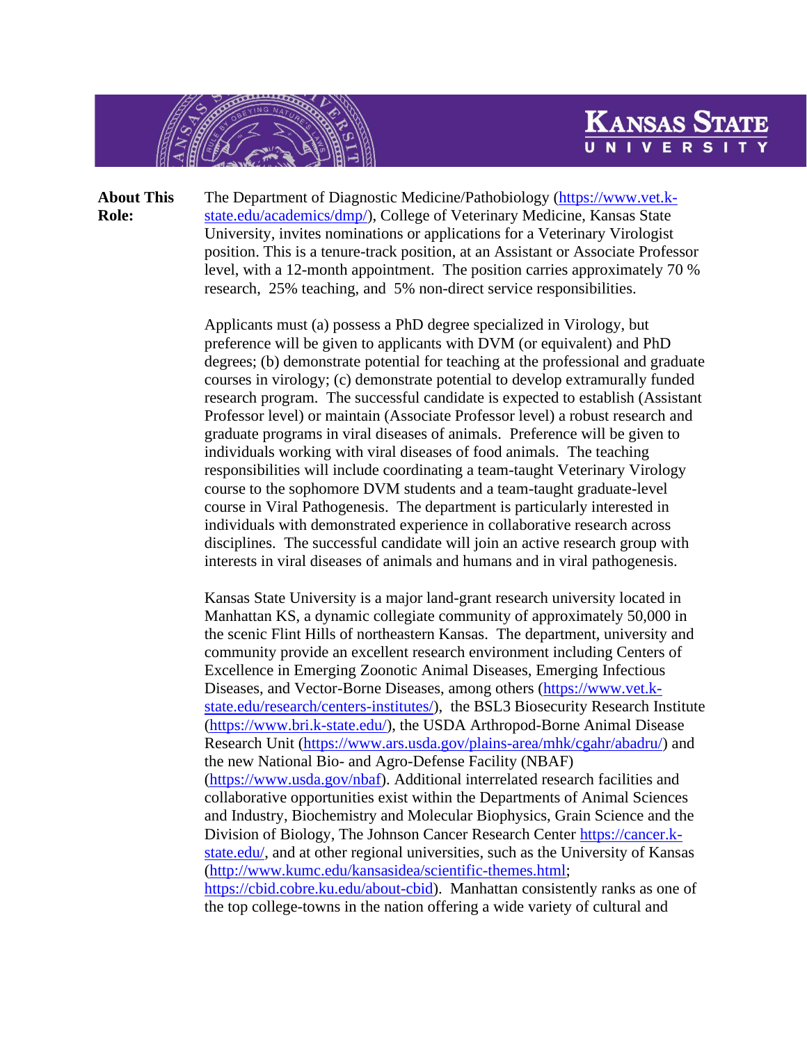**Kansas State University**

**About This Role:**

The Department of Diagnostic Medicine/Pathobiology (https://www.vet.k-state.edu/academics/dmp/), College of Veterinary Medicine, Kansas State University, invites nominations or applications for a Veterinary Virologist position. This is a tenure-track position, at an Assistant or Associate Professor level, with a 12-month appointment. The position carries approximately 70 % research, 25% teaching, and 5% non-direct service responsibilities.

Applicants must (a) possess a PhD degree specialized in Virology, but preference will be given to applicants with DVM (or equivalent) and PhD degrees; (b) demonstrate potential for teaching at the professional and graduate courses in virology; (c) demonstrate potential to develop extramurally funded research program. The successful candidate is expected to establish (Assistant Professor level) or maintain (Associate Professor level) a robust research and graduate programs in viral diseases of animals. Preference will be given to individuals working with viral diseases of food animals. The teaching responsibilities will include coordinating a team-taught Veterinary Virology course to the sophomore DVM students and a team-taught graduate-level course in Viral Pathogenesis. The department is particularly interested in individuals with demonstrated experience in collaborative research across disciplines. The successful candidate will join an active research group with interests in viral diseases of animals and humans and in viral pathogenesis.

Kansas State University is a major land-grant research university located in Manhattan KS, a dynamic collegiate community of approximately 50,000 in the scenic Flint Hills of northeastern Kansas. The department, university and community provide an excellent research environment including Centers of Excellence in Emerging Zoonotic Animal Diseases, Emerging Infectious Diseases, and Vector-Borne Diseases, among others (https://www.vet.k-state.edu/research/centers-institutes/), the BSL3 Biosecurity Research Institute (https://www.bri.k-state.edu/), the USDA Arthropod-Borne Animal Disease Research Unit (https://www.ars.usda.gov/plains-area/mhk/cgahr/abadru/) and the new National Bio- and Agro-Defense Facility (NBAF) (https://www.usda.gov/nbaf). Additional interrelated research facilities and collaborative opportunities exist within the Departments of Animal Sciences and Industry, Biochemistry and Molecular Biophysics, Grain Science and the Division of Biology, The Johnson Cancer Research Center https://cancer.k-state.edu/, and at other regional universities, such as the University of Kansas (http://www.kumc.edu/kansasidea/scientific-themes.html; https://cbid.cobre.ku.edu/about-cbid). Manhattan consistently ranks as one of the top college-towns in the nation offering a wide variety of cultural and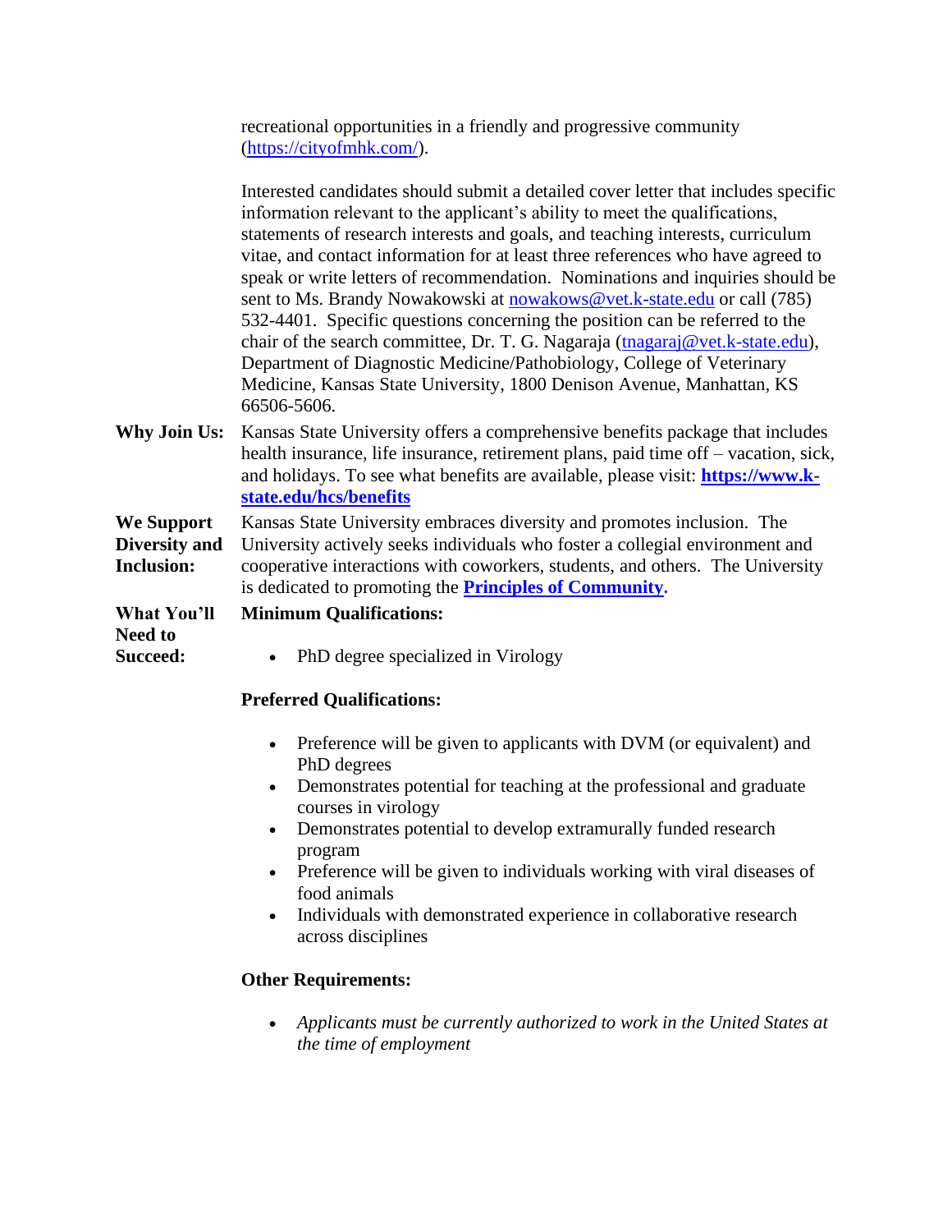recreational opportunities in a friendly and progressive community (https://cityofmhk.com/).

Interested candidates should submit a detailed cover letter that includes specific information relevant to the applicant's ability to meet the qualifications, statements of research interests and goals, and teaching interests, curriculum vitae, and contact information for at least three references who have agreed to speak or write letters of recommendation. Nominations and inquiries should be sent to Ms. Brandy Nowakowski at nowakows@vet.k-state.edu or call (785) 532-4401. Specific questions concerning the position can be referred to the chair of the search committee, Dr. T. G. Nagaraja (tnagaraj@vet.k-state.edu), Department of Diagnostic Medicine/Pathobiology, College of Veterinary Medicine, Kansas State University, 1800 Denison Avenue, Manhattan, KS 66506-5606.

**Why Join Us:** Kansas State University offers a comprehensive benefits package that includes health insurance, life insurance, retirement plans, paid time off – vacation, sick, and holidays. To see what benefits are available, please visit: **https://www.k-state.edu/hcs/benefits**

**We Support Diversity and Inclusion:** Kansas State University embraces diversity and promotes inclusion. The University actively seeks individuals who foster a collegial environment and cooperative interactions with coworkers, students, and others. The University is dedicated to promoting the **Principles of Community**.

**What You'll Need to Succeed:**

**Minimum Qualifications:**

- PhD degree specialized in Virology

**Preferred Qualifications:**

- Preference will be given to applicants with DVM (or equivalent) and PhD degrees
- Demonstrates potential for teaching at the professional and graduate courses in virology
- Demonstrates potential to develop extramurally funded research program
- Preference will be given to individuals working with viral diseases of food animals
- Individuals with demonstrated experience in collaborative research across disciplines

**Other Requirements:**

- *Applicants must be currently authorized to work in the United States at the time of employment*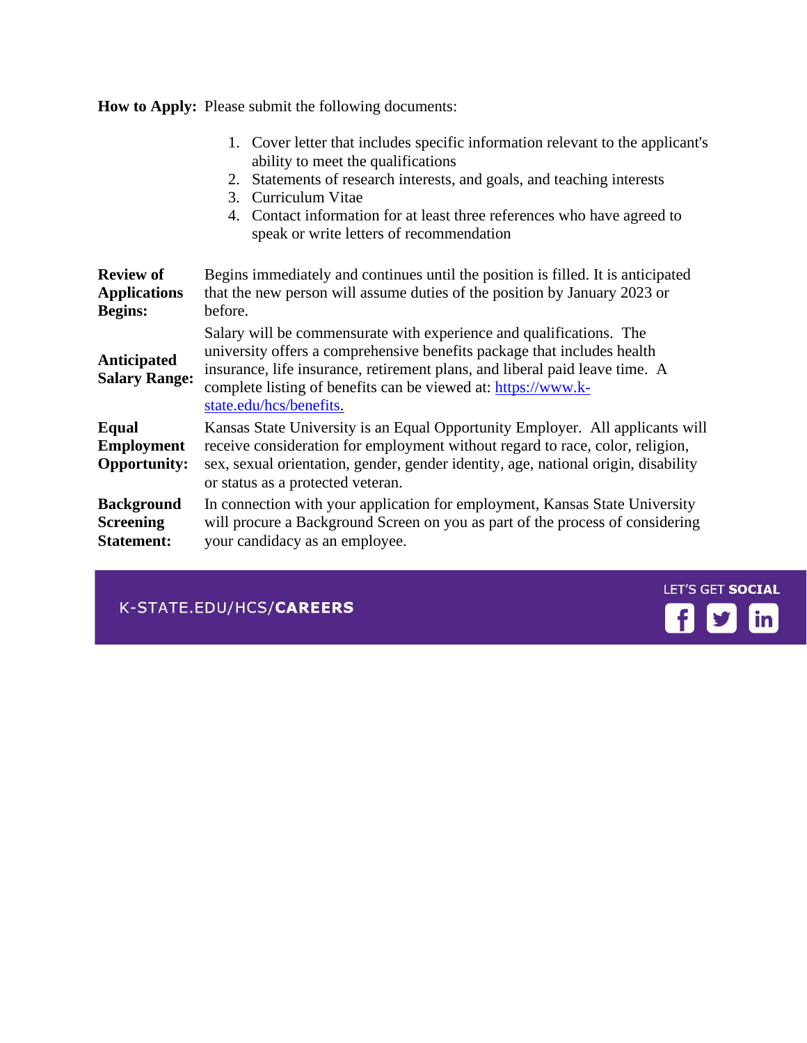**How to Apply:** Please submit the following documents:

1. Cover letter that includes specific information relevant to the applicant's ability to meet the qualifications
2. Statements of research interests, and goals, and teaching interests
3. Curriculum Vitae
4. Contact information for at least three references who have agreed to speak or write letters of recommendation

**Review of Applications Begins:** Begins immediately and continues until the position is filled. It is anticipated that the new person will assume duties of the position by January 2023 or before.

**Anticipated Salary Range:** Salary will be commensurate with experience and qualifications. The university offers a comprehensive benefits package that includes health insurance, life insurance, retirement plans, and liberal paid leave time. A complete listing of benefits can be viewed at: https://www.k-state.edu/hcs/benefits.

**Equal Employment Opportunity:** Kansas State University is an Equal Opportunity Employer. All applicants will receive consideration for employment without regard to race, color, religion, sex, sexual orientation, gender, gender identity, age, national origin, disability or status as a protected veteran.

**Background Screening Statement:** In connection with your application for employment, Kansas State University will procure a Background Screen on you as part of the process of considering your candidacy as an employee.

K-STATE.EDU/HCS/**CAREERS**

LET'S GET **SOCIAL**